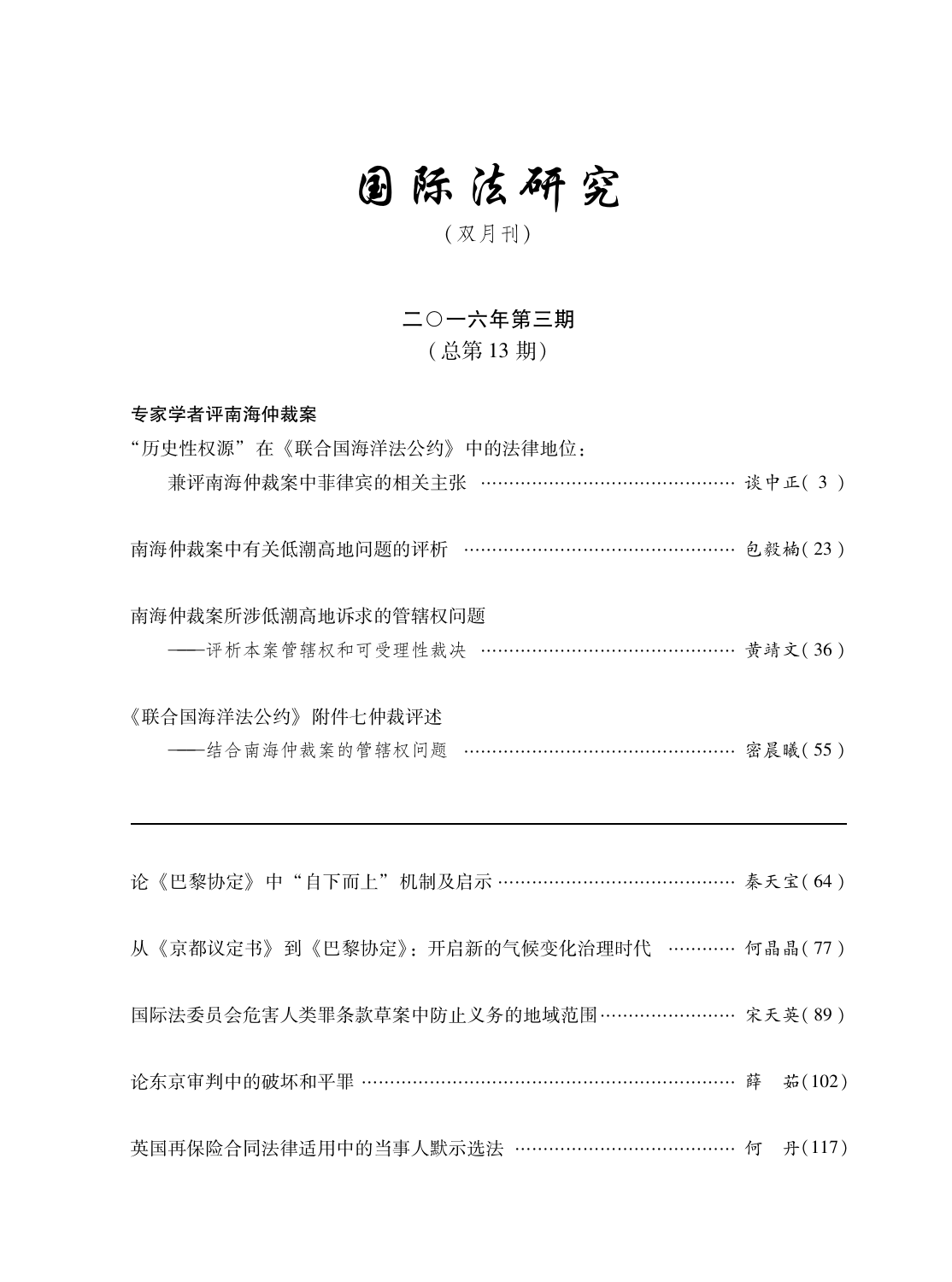# 国际法研究

（双月刊）

## 二〇一六年第三期

（总第13期）

**专家学者评南海仲裁案**

“历史性权源”在《联合国海洋法公约》中的法律地位：
　兼评南海仲裁案中菲律宾的相关主张 …………………………………… 谈中正（3）

南海仲裁案中有关低潮高地问题的评析 …………………………………… 包毅楠（23）

南海仲裁案所涉低潮高地诉求的管辖权问题
　——评析本案管辖权和可受理性裁决 …………………………………… 黄靖文（36）

《联合国海洋法公约》附件七仲裁评述
　——结合南海仲裁案的管辖权问题 …………………………………… 密晨曦（55）

---

论《巴黎协定》中“自下而上”机制及启示 …………………………………… 秦天宝（64）

从《京都议定书》到《巴黎协定》：开启新的气候变化治理时代 ………… 何晶晶（77）

国际法委员会危害人类罪条款草案中防止义务的地域范围 ………………… 宋天英（89）

论东京审判中的破坏和平罪 …………………………………… 薛　茹（102）

英国再保险合同法律适用中的当事人默示选法 …………………………………… 何　丹（117）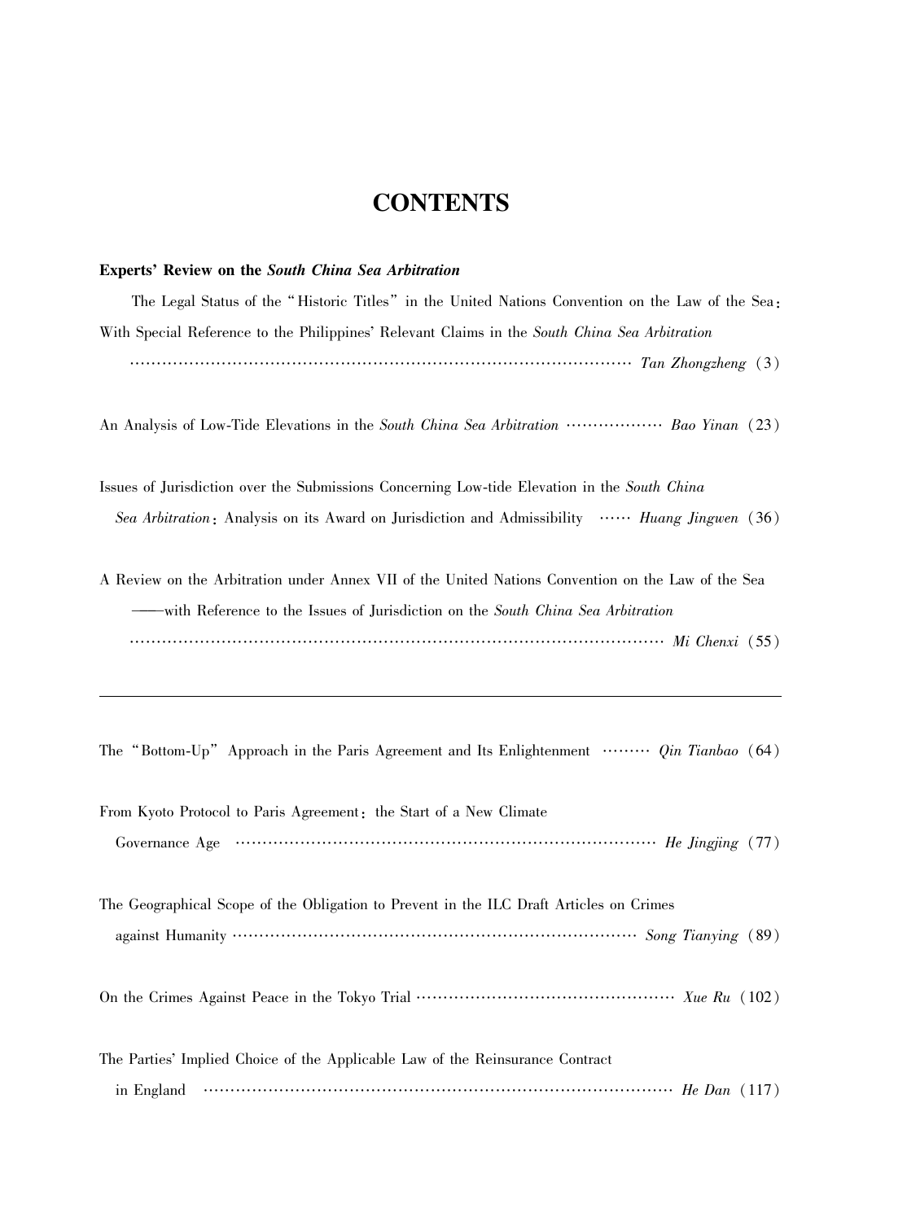# CONTENTS

**Experts' Review on the *South China Sea Arbitration***

The Legal Status of the "Historic Titles" in the United Nations Convention on the Law of the Sea: With Special Reference to the Philippines' Relevant Claims in the *South China Sea Arbitration* ········· *Tan Zhongzheng* (3)

An Analysis of Low-Tide Elevations in the *South China Sea Arbitration* ········· *Bao Yinan* (23)

Issues of Jurisdiction over the Submissions Concerning Low-tide Elevation in the *South China Sea Arbitration*: Analysis on its Award on Jurisdiction and Admissibility ······ *Huang Jingwen* (36)

A Review on the Arbitration under Annex VII of the United Nations Convention on the Law of the Sea ——with Reference to the Issues of Jurisdiction on the *South China Sea Arbitration* ········· *Mi Chenxi* (55)

---

The "Bottom-Up" Approach in the Paris Agreement and Its Enlightenment ········· *Qin Tianbao* (64)

From Kyoto Protocol to Paris Agreement: the Start of a New Climate Governance Age ········· *He Jingjing* (77)

The Geographical Scope of the Obligation to Prevent in the ILC Draft Articles on Crimes against Humanity ········· *Song Tianying* (89)

On the Crimes Against Peace in the Tokyo Trial ········· *Xue Ru* (102)

The Parties' Implied Choice of the Applicable Law of the Reinsurance Contract in England ········· *He Dan* (117)